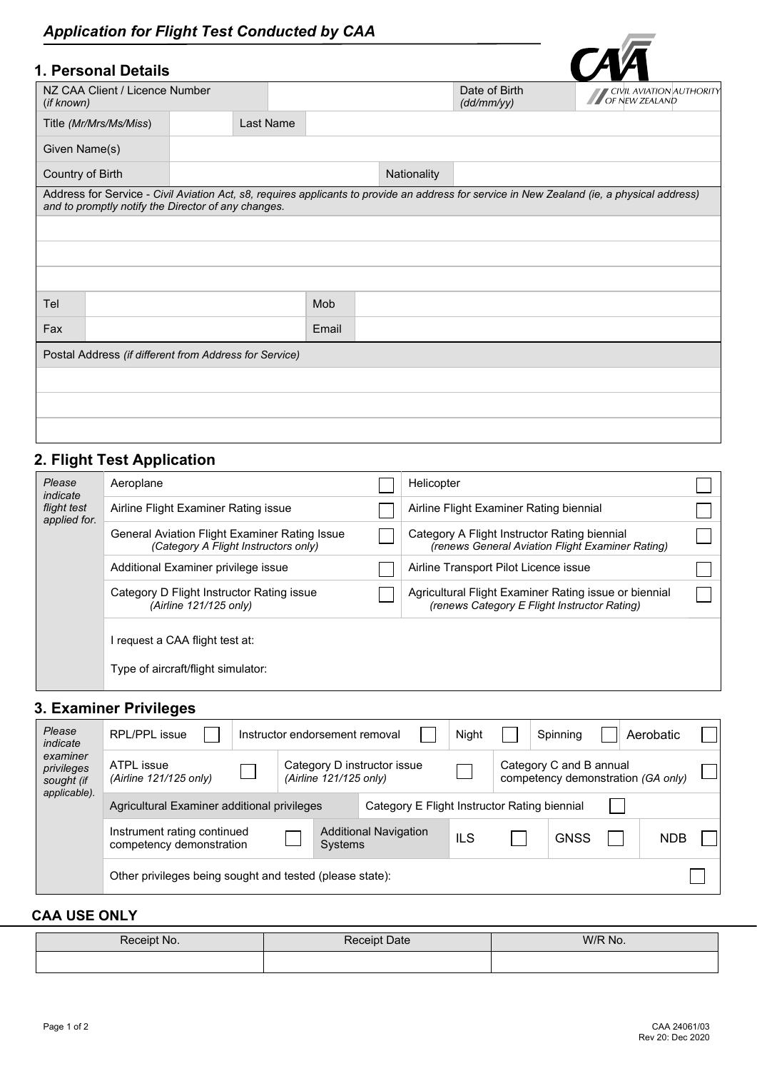# Application for Flight Test Conducted by CAA

CIVIL AVIATION AUTHORITY OF NEW ZEALAND

## 1. Personal Details

| NZ CAA Client / Licence Number *(if known)* | | Date of Birth *(dd/mm/yy)* | |
|---|---|---|---|
| Title *(Mr/Mrs/Ms/Miss)* | | Last Name | |
| Given Name(s) | | | |
| Country of Birth | | Nationality | |

Address for Service - *Civil Aviation Act, s8, requires applicants to provide an address for service in New Zealand (ie, a physical address) and to promptly notify the Director of any changes.*

| | | | |
|---|---|---|---|
| Tel | | Mob | |
| Fax | | Email | |

Postal Address *(if different from Address for Service)*

## 2. Flight Test Application

| *Please indicate flight test applied for.* | | | | |
|---|---|---|---|---|
| | Aeroplane | ☐ | Helicopter | ☐ |
| | Airline Flight Examiner Rating issue | ☐ | Airline Flight Examiner Rating biennial | ☐ |
| | General Aviation Flight Examiner Rating Issue *(Category A Flight Instructors only)* | ☐ | Category A Flight Instructor Rating biennial *(renews General Aviation Flight Examiner Rating)* | ☐ |
| | Additional Examiner privilege issue | ☐ | Airline Transport Pilot Licence issue | ☐ |
| | Category D Flight Instructor Rating issue *(Airline 121/125 only)* | ☐ | Agricultural Flight Examiner Rating issue or biennial *(renews Category E Flight Instructor Rating)* | ☐ |
| | I request a CAA flight test at: | | | |
| | Type of aircraft/flight simulator: | | | |

## 3. Examiner Privileges

*Please indicate examiner privileges sought (if applicable).*

- RPL/PPL issue ☐
- Instructor endorsement removal ☐
- Night ☐
- Spinning ☐
- Aerobatic ☐
- ATPL issue *(Airline 121/125 only)* ☐
- Category D instructor issue *(Airline 121/125 only)* ☐
- Category C and B annual competency demonstration *(GA only)* ☐
- Agricultural Examiner additional privileges — Category E Flight Instructor Rating biennial ☐
- Instrument rating continued competency demonstration ☐
- Additional Navigation Systems — ILS ☐ GNSS ☐ NDB ☐
- Other privileges being sought and tested (please state): ☐

### CAA USE ONLY

| Receipt No. | Receipt Date | W/R No. |
|---|---|---|
| | | |

CAA 24061/03
Rev 20: Dec 2020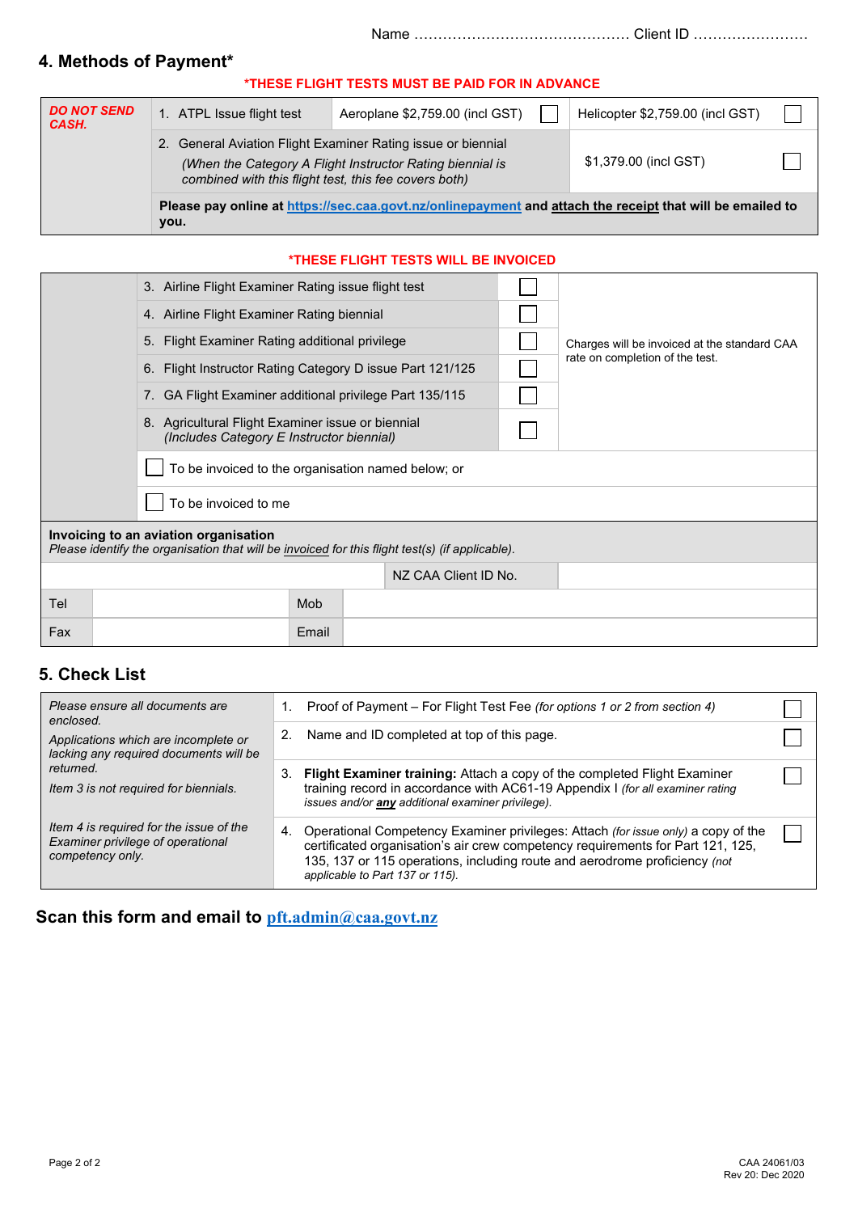Name ……………………………………… Client ID ……………………

## 4. Methods of Payment*

**\*THESE FLIGHT TESTS MUST BE PAID FOR IN ADVANCE**

| | | | |
|---|---|---|---|
| ***DO NOT SEND CASH.*** | 1. ATPL Issue flight test | Aeroplane $2,759.00 (incl GST) ☐ | Helicopter $2,759.00 (incl GST) ☐ |
| | 2. General Aviation Flight Examiner Rating issue or biennial *(When the Category A Flight Instructor Rating biennial is combined with this flight test, this fee covers both)* | | $1,379.00 (incl GST) ☐ |
| | **Please pay online at https://sec.caa.govt.nz/onlinepayment and attach the receipt that will be emailed to you.** | | |

**\*THESE FLIGHT TESTS WILL BE INVOICED**

| | | | |
|---|---|---|---|
| | 3. Airline Flight Examiner Rating issue flight test | ☐ | Charges will be invoiced at the standard CAA rate on completion of the test. |
| | 4. Airline Flight Examiner Rating biennial | ☐ | |
| | 5. Flight Examiner Rating additional privilege | ☐ | |
| | 6. Flight Instructor Rating Category D issue Part 121/125 | ☐ | |
| | 7. GA Flight Examiner additional privilege Part 135/115 | ☐ | |
| | 8. Agricultural Flight Examiner issue or biennial *(Includes Category E Instructor biennial)* | ☐ | |
| | ☐ To be invoiced to the organisation named below; or | | |
| | ☐ To be invoiced to me | | |

**Invoicing to an aviation organisation**
*Please identify the organisation that will be invoiced for this flight test(s) (if applicable).*

| | | | |
|---|---|---|---|
| | | NZ CAA Client ID No. | |
| Tel | | Mob | |
| Fax | | Email | |

## 5. Check List

| | | |
|---|---|---|
| *Please ensure all documents are enclosed.* *Applications which are incomplete or lacking any required documents will be returned.* *Item 3 is not required for biennials.* | 1. Proof of Payment – For Flight Test Fee *(for options 1 or 2 from section 4)* | ☐ |
| | 2. Name and ID completed at top of this page. | ☐ |
| | 3. **Flight Examiner training:** Attach a copy of the completed Flight Examiner training record in accordance with AC61-19 Appendix I *(for all examiner rating issues and/or **any** additional examiner privilege).* | ☐ |
| *Item 4 is required for the issue of the Examiner privilege of operational competency only.* | 4. Operational Competency Examiner privileges: Attach *(for issue only)* a copy of the certificated organisation's air crew competency requirements for Part 121, 125, 135, 137 or 115 operations, including route and aerodrome proficiency *(not applicable to Part 137 or 115).* | ☐ |

**Scan this form and email to pft.admin@caa.govt.nz**

CAA 24061/03
Rev 20: Dec 2020